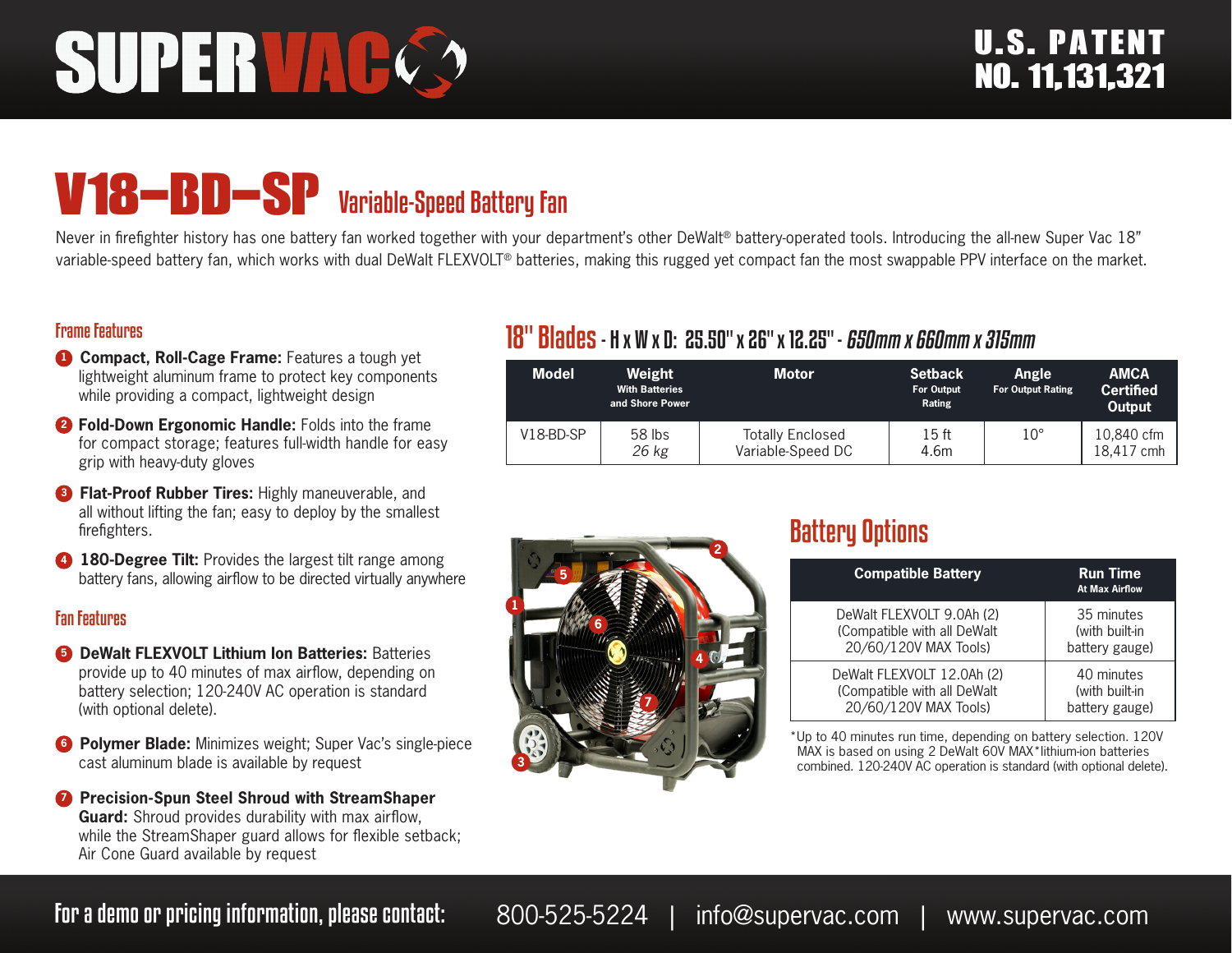# SUPER VAC

U.S. PATENT NO. 11,131,321

## V18-BD-SP Variable-Speed Battery Fan

Never in firefighter history has one battery fan worked together with your department's other DeWalt® battery-operated tools. Introducing the all-new Super Vac 18" variable-speed battery fan, which works with dual DeWalt FLEXVOLT® batteries, making this rugged yet compact fan the most swappable PPV interface on the market.

### Frame Features

1. **Compact, Roll-Cage Frame:** Features a tough yet lightweight aluminum frame to protect key components while providing a compact, lightweight design
2. **Fold-Down Ergonomic Handle:** Folds into the frame for compact storage; features full-width handle for easy grip with heavy-duty gloves
3. **Flat-Proof Rubber Tires:** Highly maneuverable, and all without lifting the fan; easy to deploy by the smallest firefighters.
4. **180-Degree Tilt:** Provides the largest tilt range among battery fans, allowing airflow to be directed virtually anywhere

### Fan Features

5. **DeWalt FLEXVOLT Lithium Ion Batteries:** Batteries provide up to 40 minutes of max airflow, depending on battery selection; 120-240V AC operation is standard (with optional delete).
6. **Polymer Blade:** Minimizes weight; Super Vac's single-piece cast aluminum blade is available by request
7. **Precision-Spun Steel Shroud with StreamShaper Guard:** Shroud provides durability with max airflow, while the StreamShaper guard allows for flexible setback; Air Cone Guard available by request

### 18" Blades - H x W x D: 25.50" x 26" x 12.25" - *650mm x 660mm x 315mm*

| Model | Weight With Batteries and Shore Power | Motor | Setback For Output Rating | Angle For Output Rating | AMCA Certified Output |
|---|---|---|---|---|---|
| V18-BD-SP | 58 lbs *26 kg* | Totally Enclosed Variable-Speed DC | 15 ft 4.6m | 10° | 10,840 cfm 18,417 cmh |

### Battery Options

| Compatible Battery | Run Time At Max Airflow |
|---|---|
| DeWalt FLEXVOLT 9.0Ah (2) (Compatible with all DeWalt 20/60/120V MAX Tools) | 35 minutes (with built-in battery gauge) |
| DeWalt FLEXVOLT 12.0Ah (2) (Compatible with all DeWalt 20/60/120V MAX Tools) | 40 minutes (with built-in battery gauge) |

*Up to 40 minutes run time, depending on battery selection. 120V MAX is based on using 2 DeWalt 60V MAX*lithium-ion batteries combined. 120-240V AC operation is standard (with optional delete).

**For a demo or pricing information, please contact:** 800-525-5224 | info@supervac.com | www.supervac.com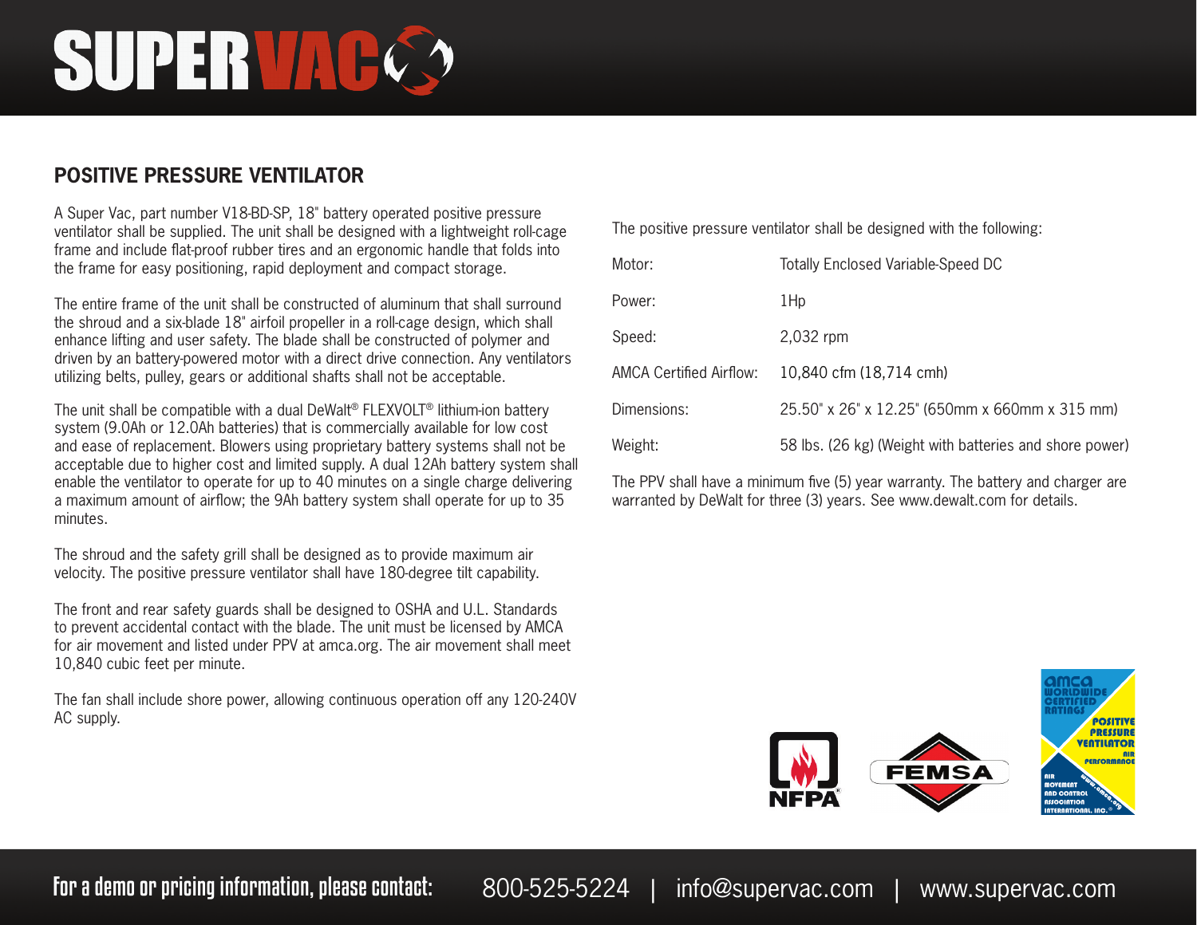# SUPERVAC

## POSITIVE PRESSURE VENTILATOR

A Super Vac, part number V18-BD-SP, 18" battery operated positive pressure ventilator shall be supplied. The unit shall be designed with a lightweight roll-cage frame and include flat-proof rubber tires and an ergonomic handle that folds into the frame for easy positioning, rapid deployment and compact storage.

The entire frame of the unit shall be constructed of aluminum that shall surround the shroud and a six-blade 18" airfoil propeller in a roll-cage design, which shall enhance lifting and user safety. The blade shall be constructed of polymer and driven by an battery-powered motor with a direct drive connection. Any ventilators utilizing belts, pulley, gears or additional shafts shall not be acceptable.

The unit shall be compatible with a dual DeWalt® FLEXVOLT® lithium-ion battery system (9.0Ah or 12.0Ah batteries) that is commercially available for low cost and ease of replacement. Blowers using proprietary battery systems shall not be acceptable due to higher cost and limited supply. A dual 12Ah battery system shall enable the ventilator to operate for up to 40 minutes on a single charge delivering a maximum amount of airflow; the 9Ah battery system shall operate for up to 35 minutes.

The shroud and the safety grill shall be designed as to provide maximum air velocity. The positive pressure ventilator shall have 180-degree tilt capability.

The front and rear safety guards shall be designed to OSHA and U.L. Standards to prevent accidental contact with the blade. The unit must be licensed by AMCA for air movement and listed under PPV at amca.org. The air movement shall meet 10,840 cubic feet per minute.

The fan shall include shore power, allowing continuous operation off any 120-240V AC supply.

The positive pressure ventilator shall be designed with the following:

| | |
|---|---|
| Motor: | Totally Enclosed Variable-Speed DC |
| Power: | 1Hp |
| Speed: | 2,032 rpm |
| AMCA Certified Airflow: | 10,840 cfm (18,714 cmh) |
| Dimensions: | 25.50" x 26" x 12.25" (650mm x 660mm x 315 mm) |
| Weight: | 58 lbs. (26 kg) (Weight with batteries and shore power) |

The PPV shall have a minimum five (5) year warranty. The battery and charger are warranted by DeWalt for three (3) years. See www.dewalt.com for details.

NFPA

FEMSA

AMCA WORLDWIDE CERTIFIED RATINGS
POSITIVE PRESSURE VENTILATOR AIR PERFORMANCE
AIR MOVEMENT AND CONTROL ASSOCIATION INTERNATIONAL, INC.®
www.amca.org

**For a demo or pricing information, please contact:** 800-525-5224 | info@supervac.com | www.supervac.com